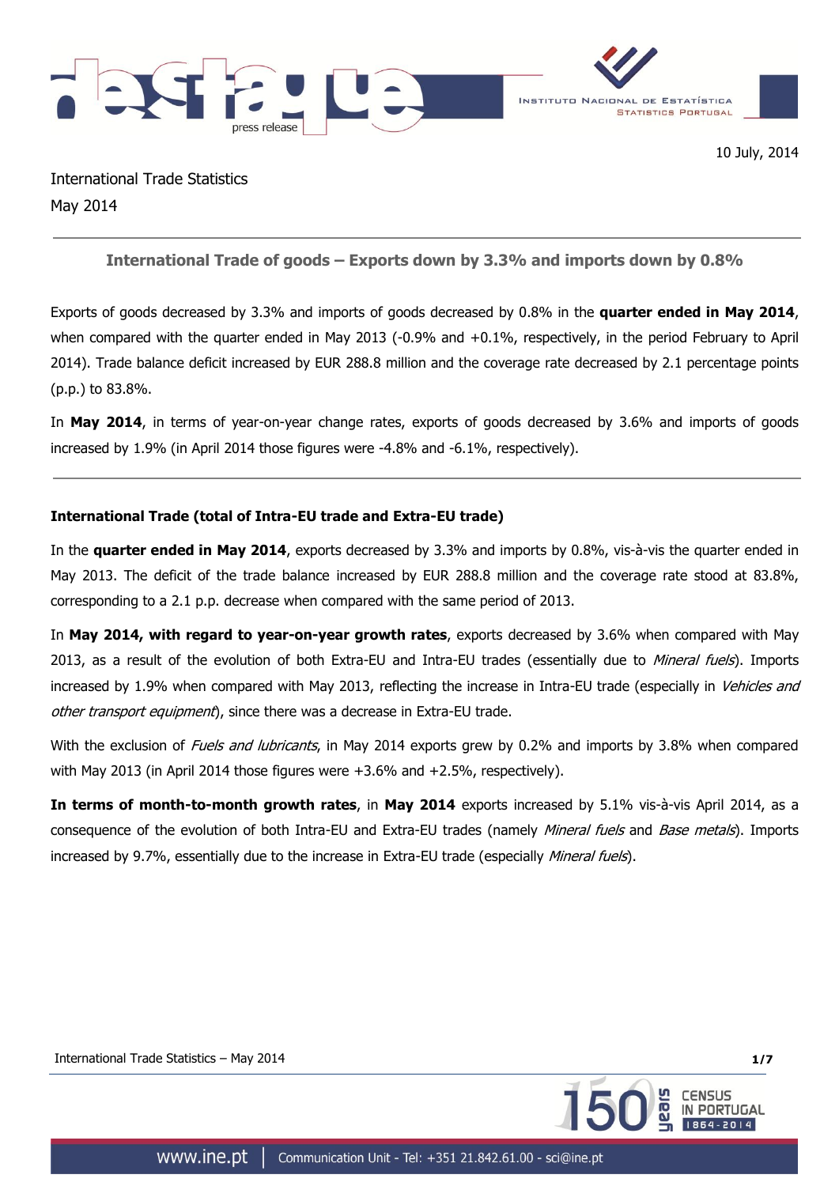10 July, 2014

International Trade Statistics
May 2014

## International Trade of goods – Exports down by 3.3% and imports down by 0.8%

Exports of goods decreased by 3.3% and imports of goods decreased by 0.8% in the **quarter ended in May 2014**, when compared with the quarter ended in May 2013 (-0.9% and +0.1%, respectively, in the period February to April 2014). Trade balance deficit increased by EUR 288.8 million and the coverage rate decreased by 2.1 percentage points (p.p.) to 83.8%.

In **May 2014**, in terms of year-on-year change rates, exports of goods decreased by 3.6% and imports of goods increased by 1.9% (in April 2014 those figures were -4.8% and -6.1%, respectively).

### International Trade (total of Intra-EU trade and Extra-EU trade)

In the **quarter ended in May 2014**, exports decreased by 3.3% and imports by 0.8%, vis-à-vis the quarter ended in May 2013. The deficit of the trade balance increased by EUR 288.8 million and the coverage rate stood at 83.8%, corresponding to a 2.1 p.p. decrease when compared with the same period of 2013.

In **May 2014, with regard to year-on-year growth rates**, exports decreased by 3.6% when compared with May 2013, as a result of the evolution of both Extra-EU and Intra-EU trades (essentially due to *Mineral fuels*). Imports increased by 1.9% when compared with May 2013, reflecting the increase in Intra-EU trade (especially in *Vehicles and other transport equipment*), since there was a decrease in Extra-EU trade.

With the exclusion of *Fuels and lubricants*, in May 2014 exports grew by 0.2% and imports by 3.8% when compared with May 2013 (in April 2014 those figures were +3.6% and +2.5%, respectively).

**In terms of month-to-month growth rates**, in **May 2014** exports increased by 5.1% vis-à-vis April 2014, as a consequence of the evolution of both Intra-EU and Extra-EU trades (namely *Mineral fuels* and *Base metals*). Imports increased by 9.7%, essentially due to the increase in Extra-EU trade (especially *Mineral fuels*).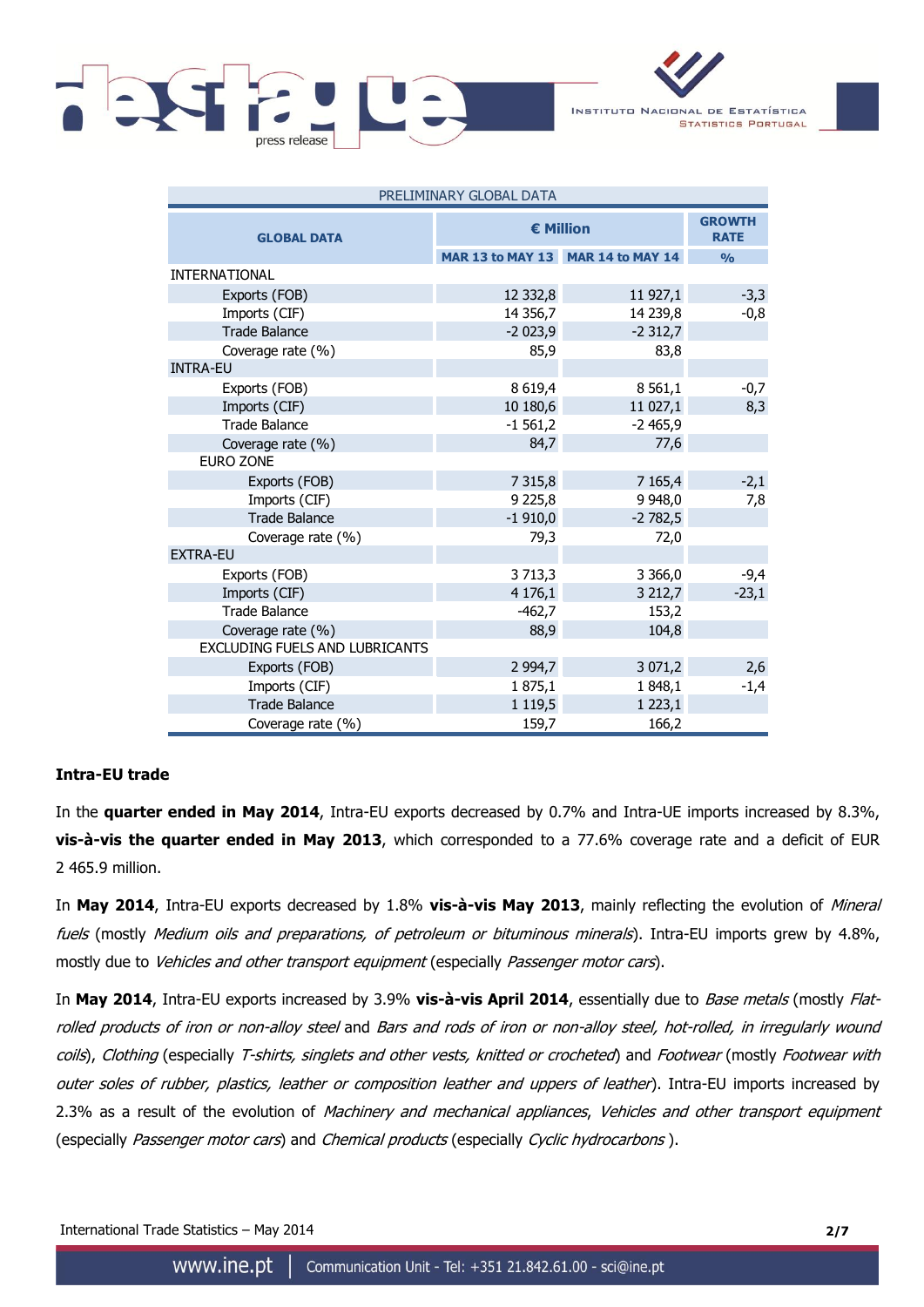| PRELIMINARY GLOBAL DATA | | | |
|---|---|---|---|
| **GLOBAL DATA** | **€ Million** | | **GROWTH RATE** |
| | **MAR 13 to MAY 13** | **MAR 14 to MAY 14** | **%** |
| INTERNATIONAL | | | |
| Exports (FOB) | 12 332,8 | 11 927,1 | -3,3 |
| Imports (CIF) | 14 356,7 | 14 239,8 | -0,8 |
| Trade Balance | -2 023,9 | -2 312,7 | |
| Coverage rate (%) | 85,9 | 83,8 | |
| INTRA-EU | | | |
| Exports (FOB) | 8 619,4 | 8 561,1 | -0,7 |
| Imports (CIF) | 10 180,6 | 11 027,1 | 8,3 |
| Trade Balance | -1 561,2 | -2 465,9 | |
| Coverage rate (%) | 84,7 | 77,6 | |
| EURO ZONE | | | |
| Exports (FOB) | 7 315,8 | 7 165,4 | -2,1 |
| Imports (CIF) | 9 225,8 | 9 948,0 | 7,8 |
| Trade Balance | -1 910,0 | -2 782,5 | |
| Coverage rate (%) | 79,3 | 72,0 | |
| EXTRA-EU | | | |
| Exports (FOB) | 3 713,3 | 3 366,0 | -9,4 |
| Imports (CIF) | 4 176,1 | 3 212,7 | -23,1 |
| Trade Balance | -462,7 | 153,2 | |
| Coverage rate (%) | 88,9 | 104,8 | |
| EXCLUDING FUELS AND LUBRICANTS | | | |
| Exports (FOB) | 2 994,7 | 3 071,2 | 2,6 |
| Imports (CIF) | 1 875,1 | 1 848,1 | -1,4 |
| Trade Balance | 1 119,5 | 1 223,1 | |
| Coverage rate (%) | 159,7 | 166,2 | |

### Intra-EU trade

In the **quarter ended in May 2014**, Intra-EU exports decreased by 0.7% and Intra-UE imports increased by 8.3%, **vis-à-vis the quarter ended in May 2013**, which corresponded to a 77.6% coverage rate and a deficit of EUR 2 465.9 million.

In **May 2014**, Intra-EU exports decreased by 1.8% **vis-à-vis May 2013**, mainly reflecting the evolution of *Mineral fuels* (mostly *Medium oils and preparations, of petroleum or bituminous minerals*). Intra-EU imports grew by 4.8%, mostly due to *Vehicles and other transport equipment* (especially *Passenger motor cars*).

In **May 2014**, Intra-EU exports increased by 3.9% **vis-à-vis April 2014**, essentially due to *Base metals* (mostly *Flat-rolled products of iron or non-alloy steel* and *Bars and rods of iron or non-alloy steel, hot-rolled, in irregularly wound coils*), *Clothing* (especially *T-shirts, singlets and other vests, knitted or crocheted*) and *Footwear* (mostly *Footwear with outer soles of rubber, plastics, leather or composition leather and uppers of leather*). Intra-EU imports increased by 2.3% as a result of the evolution of *Machinery and mechanical appliances*, *Vehicles and other transport equipment* (especially *Passenger motor cars*) and *Chemical products* (especially *Cyclic hydrocarbons* ).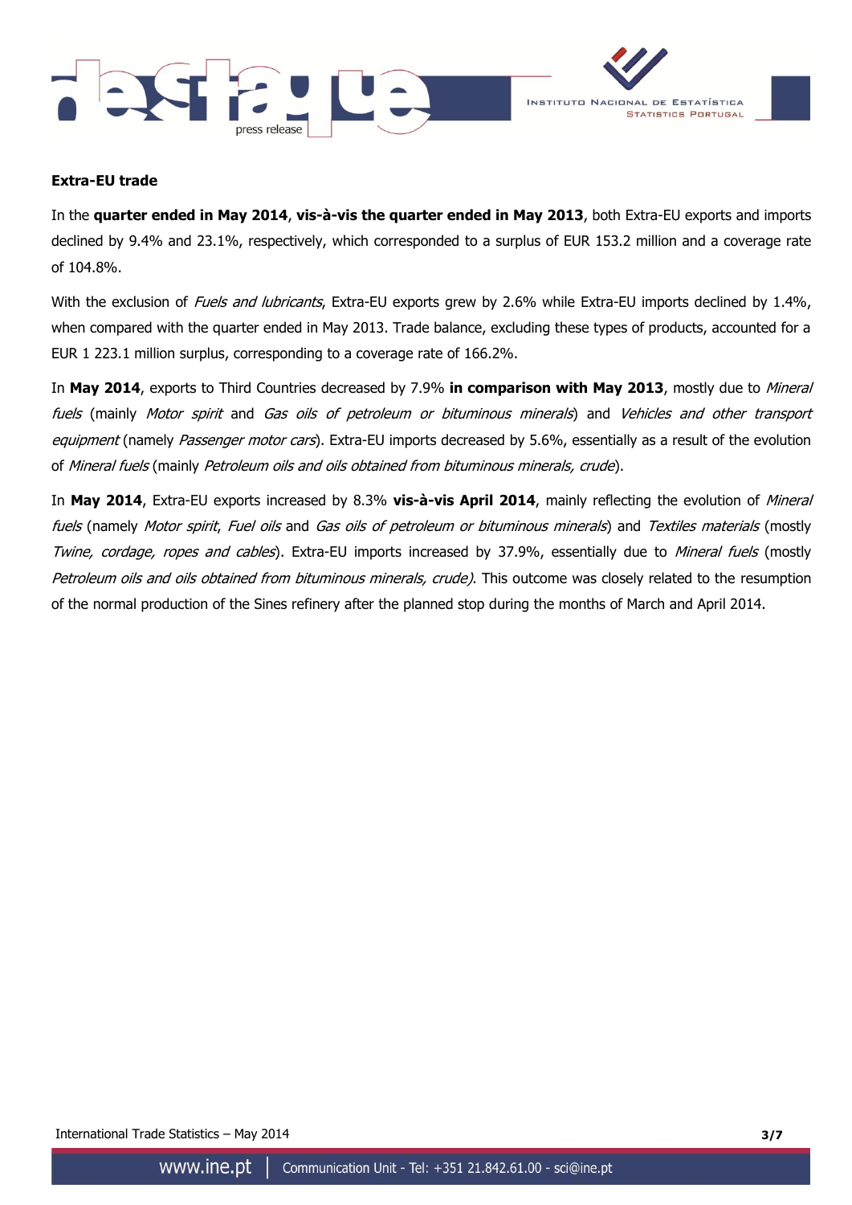**Extra-EU trade**

In the **quarter ended in May 2014**, **vis-à-vis the quarter ended in May 2013**, both Extra-EU exports and imports declined by 9.4% and 23.1%, respectively, which corresponded to a surplus of EUR 153.2 million and a coverage rate of 104.8%.

With the exclusion of *Fuels and lubricants*, Extra-EU exports grew by 2.6% while Extra-EU imports declined by 1.4%, when compared with the quarter ended in May 2013. Trade balance, excluding these types of products, accounted for a EUR 1 223.1 million surplus, corresponding to a coverage rate of 166.2%.

In **May 2014**, exports to Third Countries decreased by 7.9% **in comparison with May 2013**, mostly due to *Mineral fuels* (mainly *Motor spirit* and *Gas oils of petroleum or bituminous minerals*) and *Vehicles and other transport equipment* (namely *Passenger motor cars*). Extra-EU imports decreased by 5.6%, essentially as a result of the evolution of *Mineral fuels* (mainly *Petroleum oils and oils obtained from bituminous minerals, crude*).

In **May 2014**, Extra-EU exports increased by 8.3% **vis-à-vis April 2014**, mainly reflecting the evolution of *Mineral fuels* (namely *Motor spirit*, *Fuel oils* and *Gas oils of petroleum or bituminous minerals*) and *Textiles materials* (mostly *Twine, cordage, ropes and cables*). Extra-EU imports increased by 37.9%, essentially due to *Mineral fuels* (mostly *Petroleum oils and oils obtained from bituminous minerals, crude)*. This outcome was closely related to the resumption of the normal production of the Sines refinery after the planned stop during the months of March and April 2014.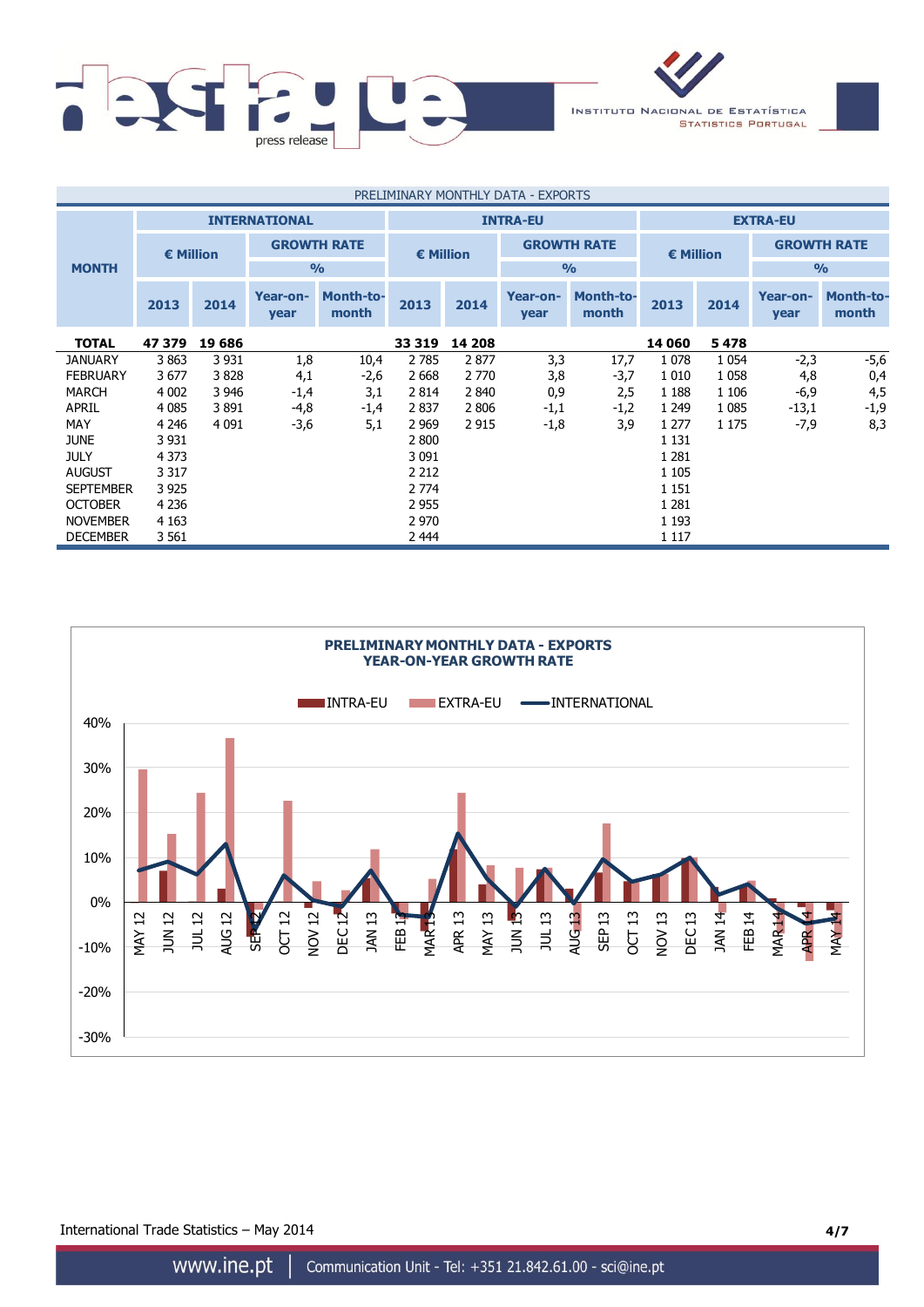PRELIMINARY MONTHLY DATA - EXPORTS

| MONTH | INTERNATIONAL | | | | INTRA-EU | | | | EXTRA-EU | | | |
|---|---|---|---|---|---|---|---|---|---|---|---|---|
| | € Million | | GROWTH RATE % | | € Million | | GROWTH RATE % | | € Million | | GROWTH RATE % | |
| | 2013 | 2014 | Year-on-year | Month-to-month | 2013 | 2014 | Year-on-year | Month-to-month | 2013 | 2014 | Year-on-year | Month-to-month |
| **TOTAL** | **47 379** | **19 686** | | | **33 319** | **14 208** | | | **14 060** | **5 478** | | |
| JANUARY | 3 863 | 3 931 | 1,8 | 10,4 | 2 785 | 2 877 | 3,3 | 17,7 | 1 078 | 1 054 | -2,3 | -5,6 |
| FEBRUARY | 3 677 | 3 828 | 4,1 | -2,6 | 2 668 | 2 770 | 3,8 | -3,7 | 1 010 | 1 058 | 4,8 | 0,4 |
| MARCH | 4 002 | 3 946 | -1,4 | 3,1 | 2 814 | 2 840 | 0,9 | 2,5 | 1 188 | 1 106 | -6,9 | 4,5 |
| APRIL | 4 085 | 3 891 | -4,8 | -1,4 | 2 837 | 2 806 | -1,1 | -1,2 | 1 249 | 1 085 | -13,1 | -1,9 |
| MAY | 4 246 | 4 091 | -3,6 | 5,1 | 2 969 | 2 915 | -1,8 | 3,9 | 1 277 | 1 175 | -7,9 | 8,3 |
| JUNE | 3 931 | | | | 2 800 | | | | 1 131 | | | |
| JULY | 4 373 | | | | 3 091 | | | | 1 281 | | | |
| AUGUST | 3 317 | | | | 2 212 | | | | 1 105 | | | |
| SEPTEMBER | 3 925 | | | | 2 774 | | | | 1 151 | | | |
| OCTOBER | 4 236 | | | | 2 955 | | | | 1 281 | | | |
| NOVEMBER | 4 163 | | | | 2 970 | | | | 1 193 | | | |
| DECEMBER | 3 561 | | | | 2 444 | | | | 1 117 | | | |

**PRELIMINARY MONTHLY DATA - EXPORTS**
**YEAR-ON-YEAR GROWTH RATE**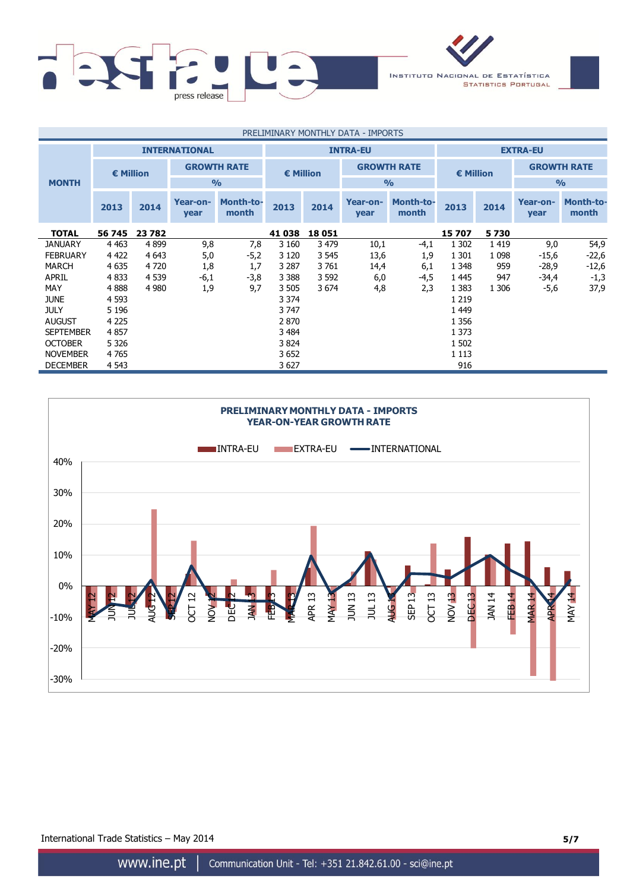PRELIMINARY MONTHLY DATA - IMPORTS

| MONTH | INTERNATIONAL | | | | INTRA-EU | | | | EXTRA-EU | | | |
|---|---|---|---|---|---|---|---|---|---|---|---|---|
| | € Million | | GROWTH RATE % | | € Million | | GROWTH RATE % | | € Million | | GROWTH RATE % | |
| | 2013 | 2014 | Year-on-year | Month-to-month | 2013 | 2014 | Year-on-year | Month-to-month | 2013 | 2014 | Year-on-year | Month-to-month |
| **TOTAL** | **56 745** | **23 782** | | | **41 038** | **18 051** | | | **15 707** | **5 730** | | |
| JANUARY | 4 463 | 4 899 | 9,8 | 7,8 | 3 160 | 3 479 | 10,1 | -4,1 | 1 302 | 1 419 | 9,0 | 54,9 |
| FEBRUARY | 4 422 | 4 643 | 5,0 | -5,2 | 3 120 | 3 545 | 13,6 | 1,9 | 1 301 | 1 098 | -15,6 | -22,6 |
| MARCH | 4 635 | 4 720 | 1,8 | 1,7 | 3 287 | 3 761 | 14,4 | 6,1 | 1 348 | 959 | -28,9 | -12,6 |
| APRIL | 4 833 | 4 539 | -6,1 | -3,8 | 3 388 | 3 592 | 6,0 | -4,5 | 1 445 | 947 | -34,4 | -1,3 |
| MAY | 4 888 | 4 980 | 1,9 | 9,7 | 3 505 | 3 674 | 4,8 | 2,3 | 1 383 | 1 306 | -5,6 | 37,9 |
| JUNE | 4 593 | | | | 3 374 | | | | 1 219 | | | |
| JULY | 5 196 | | | | 3 747 | | | | 1 449 | | | |
| AUGUST | 4 225 | | | | 2 870 | | | | 1 356 | | | |
| SEPTEMBER | 4 857 | | | | 3 484 | | | | 1 373 | | | |
| OCTOBER | 5 326 | | | | 3 824 | | | | 1 502 | | | |
| NOVEMBER | 4 765 | | | | 3 652 | | | | 1 113 | | | |
| DECEMBER | 4 543 | | | | 3 627 | | | | 916 | | | |

**PRELIMINARY MONTHLY DATA - IMPORTS**
**YEAR-ON-YEAR GROWTH RATE**

International Trade Statistics – May 2014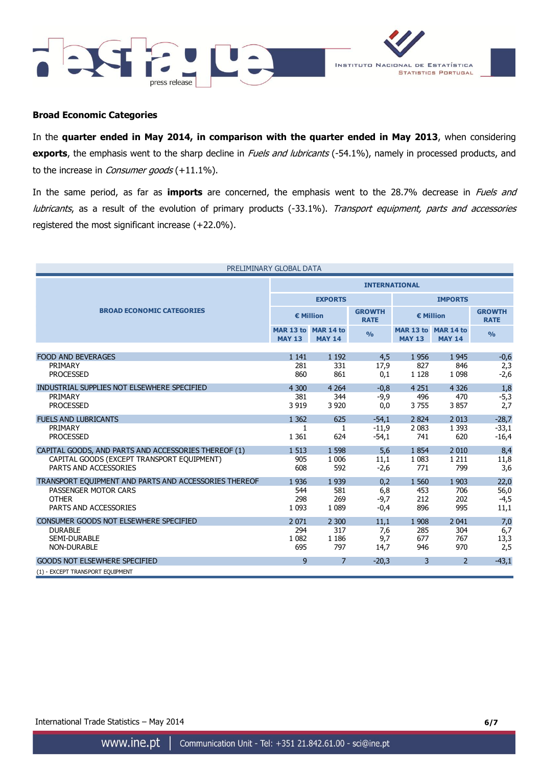## Broad Economic Categories

In the **quarter ended in May 2014, in comparison with the quarter ended in May 2013**, when considering **exports**, the emphasis went to the sharp decline in *Fuels and lubricants* (-54.1%), namely in processed products, and to the increase in *Consumer goods* (+11.1%).

In the same period, as far as **imports** are concerned, the emphasis went to the 28.7% decrease in *Fuels and lubricants*, as a result of the evolution of primary products (-33.1%). *Transport equipment, parts and accessories* registered the most significant increase (+22.0%).

PRELIMINARY GLOBAL DATA

| BROAD ECONOMIC CATEGORIES | INTERNATIONAL | | | | | |
|---|---|---|---|---|---|---|
| | EXPORTS | | | IMPORTS | | |
| | € Million | | GROWTH RATE | € Million | | GROWTH RATE |
| | MAR 13 to MAY 13 | MAR 14 to MAY 14 | % | MAR 13 to MAY 13 | MAR 14 to MAY 14 | % |
| FOOD AND BEVERAGES | 1 141 | 1 192 | 4,5 | 1 956 | 1 945 | -0,6 |
| PRIMARY | 281 | 331 | 17,9 | 827 | 846 | 2,3 |
| PROCESSED | 860 | 861 | 0,1 | 1 128 | 1 098 | -2,6 |
| INDUSTRIAL SUPPLIES NOT ELSEWHERE SPECIFIED | 4 300 | 4 264 | -0,8 | 4 251 | 4 326 | 1,8 |
| PRIMARY | 381 | 344 | -9,9 | 496 | 470 | -5,3 |
| PROCESSED | 3 919 | 3 920 | 0,0 | 3 755 | 3 857 | 2,7 |
| FUELS AND LUBRICANTS | 1 362 | 625 | -54,1 | 2 824 | 2 013 | -28,7 |
| PRIMARY | 1 | 1 | -11,9 | 2 083 | 1 393 | -33,1 |
| PROCESSED | 1 361 | 624 | -54,1 | 741 | 620 | -16,4 |
| CAPITAL GOODS, AND PARTS AND ACCESSORIES THEREOF (1) | 1 513 | 1 598 | 5,6 | 1 854 | 2 010 | 8,4 |
| CAPITAL GOODS (EXCEPT TRANSPORT EQUIPMENT) | 905 | 1 006 | 11,1 | 1 083 | 1 211 | 11,8 |
| PARTS AND ACCESSORIES | 608 | 592 | -2,6 | 771 | 799 | 3,6 |
| TRANSPORT EQUIPMENT AND PARTS AND ACCESSORIES THEREOF | 1 936 | 1 939 | 0,2 | 1 560 | 1 903 | 22,0 |
| PASSENGER MOTOR CARS | 544 | 581 | 6,8 | 453 | 706 | 56,0 |
| OTHER | 298 | 269 | -9,7 | 212 | 202 | -4,5 |
| PARTS AND ACCESSORIES | 1 093 | 1 089 | -0,4 | 896 | 995 | 11,1 |
| CONSUMER GOODS NOT ELSEWHERE SPECIFIED | 2 071 | 2 300 | 11,1 | 1 908 | 2 041 | 7,0 |
| DURABLE | 294 | 317 | 7,6 | 285 | 304 | 6,7 |
| SEMI-DURABLE | 1 082 | 1 186 | 9,7 | 677 | 767 | 13,3 |
| NON-DURABLE | 695 | 797 | 14,7 | 946 | 970 | 2,5 |
| GOODS NOT ELSEWHERE SPECIFIED | 9 | 7 | -20,3 | 3 | 2 | -43,1 |

(1) - EXCEPT TRANSPORT EQUIPMENT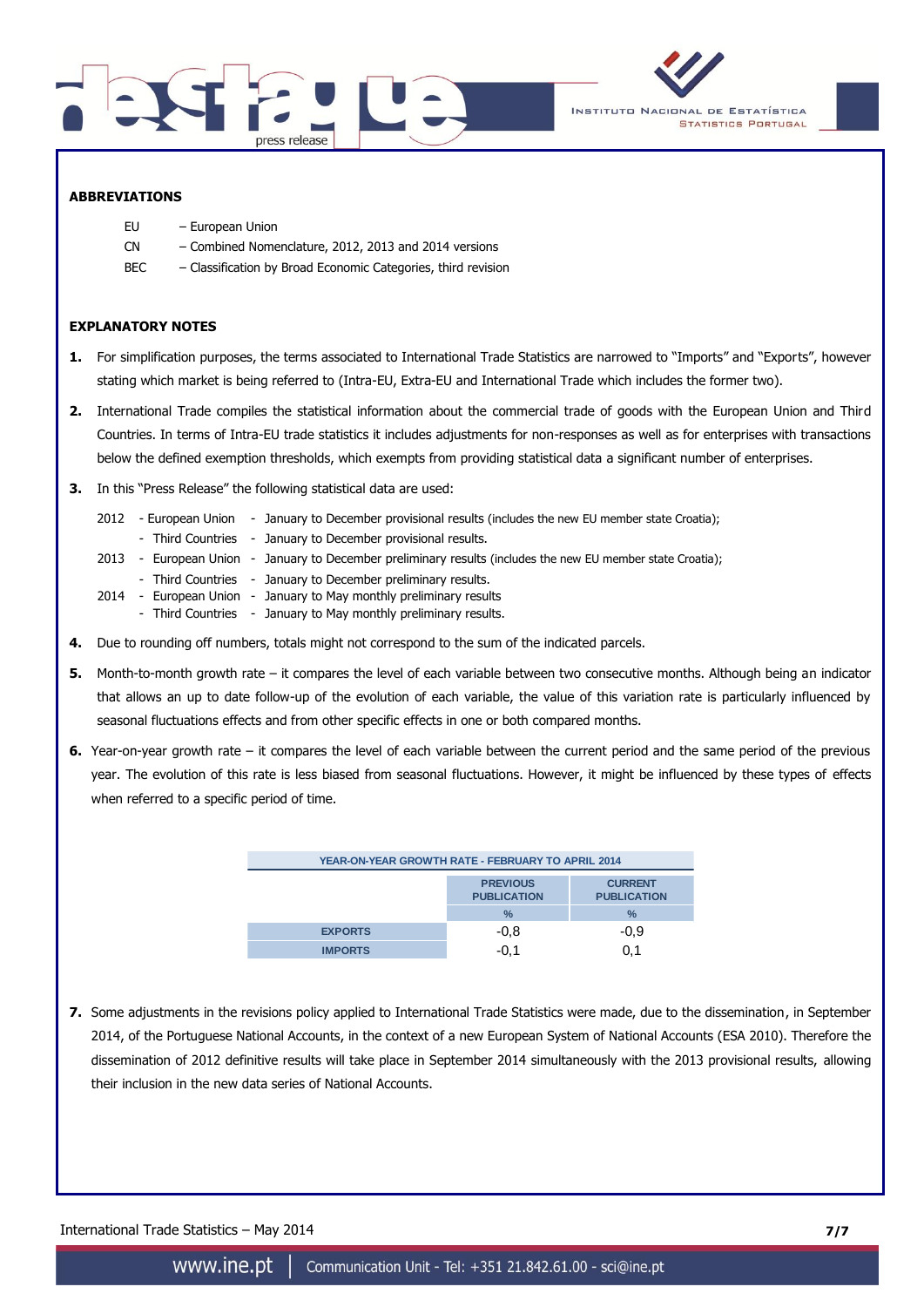## ABBREVIATIONS

| | |
|---|---|
| EU | – European Union |
| CN | – Combined Nomenclature, 2012, 2013 and 2014 versions |
| BEC | – Classification by Broad Economic Categories, third revision |

## EXPLANATORY NOTES

1. For simplification purposes, the terms associated to International Trade Statistics are narrowed to "Imports" and "Exports", however stating which market is being referred to (Intra-EU, Extra-EU and International Trade which includes the former two).
2. International Trade compiles the statistical information about the commercial trade of goods with the European Union and Third Countries. In terms of Intra-EU trade statistics it includes adjustments for non-responses as well as for enterprises with transactions below the defined exemption thresholds, which exempts from providing statistical data a significant number of enterprises.
3. In this "Press Release" the following statistical data are used:

   2012 - European Union - January to December provisional results (includes the new EU member state Croatia);
   - Third Countries - January to December provisional results.

   2013 - European Union - January to December preliminary results (includes the new EU member state Croatia);
   - Third Countries - January to December preliminary results.

   2014 - European Union - January to May monthly preliminary results
   - Third Countries - January to May monthly preliminary results.

4. Due to rounding off numbers, totals might not correspond to the sum of the indicated parcels.
5. Month-to-month growth rate – it compares the level of each variable between two consecutive months. Although being an indicator that allows an up to date follow-up of the evolution of each variable, the value of this variation rate is particularly influenced by seasonal fluctuations effects and from other specific effects in one or both compared months.
6. Year-on-year growth rate – it compares the level of each variable between the current period and the same period of the previous year. The evolution of this rate is less biased from seasonal fluctuations. However, it might be influenced by these types of effects when referred to a specific period of time.

| YEAR-ON-YEAR GROWTH RATE - FEBRUARY TO APRIL 2014 | | |
|---|---|---|
| | PREVIOUS PUBLICATION | CURRENT PUBLICATION |
| | % | % |
| EXPORTS | -0,8 | -0,9 |
| IMPORTS | -0,1 | 0,1 |

7. Some adjustments in the revisions policy applied to International Trade Statistics were made, due to the dissemination, in September 2014, of the Portuguese National Accounts, in the context of a new European System of National Accounts (ESA 2010). Therefore the dissemination of 2012 definitive results will take place in September 2014 simultaneously with the 2013 provisional results, allowing their inclusion in the new data series of National Accounts.